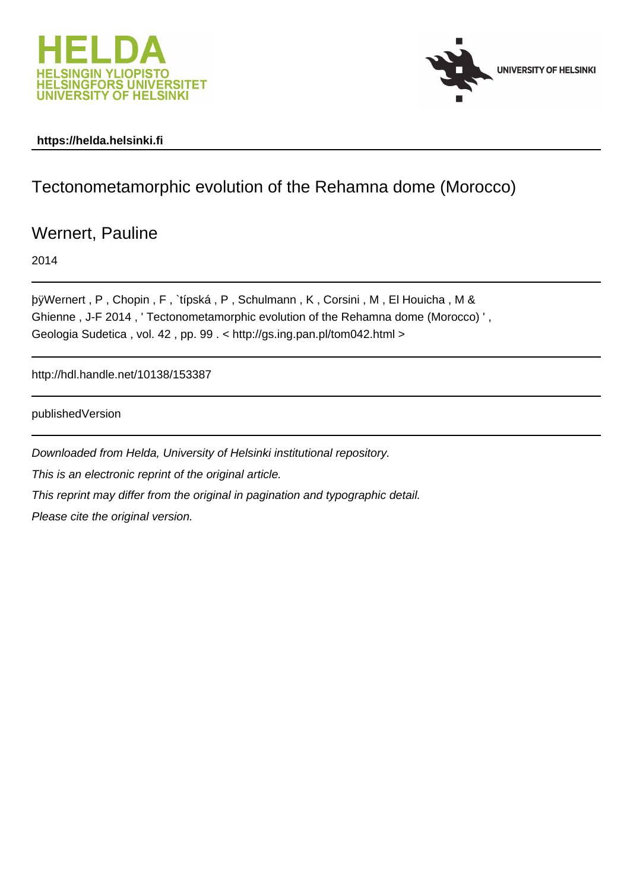**https://helda.helsinki.fi**

# Tectonometamorphic evolution of the Rehamna dome (Morocco)

## Wernert, Pauline

2014

---

þÿWernert , P , Chopin , F , `típská , P , Schulmann , K , Corsini , M , El Houicha , M & Ghienne , J-F 2014 , ' Tectonometamorphic evolution of the Rehamna dome (Morocco) ' , Geologia Sudetica , vol. 42 , pp. 99 . < http://gs.ing.pan.pl/tom042.html >

---

http://hdl.handle.net/10138/153387

---

publishedVersion

---

*Downloaded from Helda, University of Helsinki institutional repository.*

*This is an electronic reprint of the original article.*

*This reprint may differ from the original in pagination and typographic detail.*

*Please cite the original version.*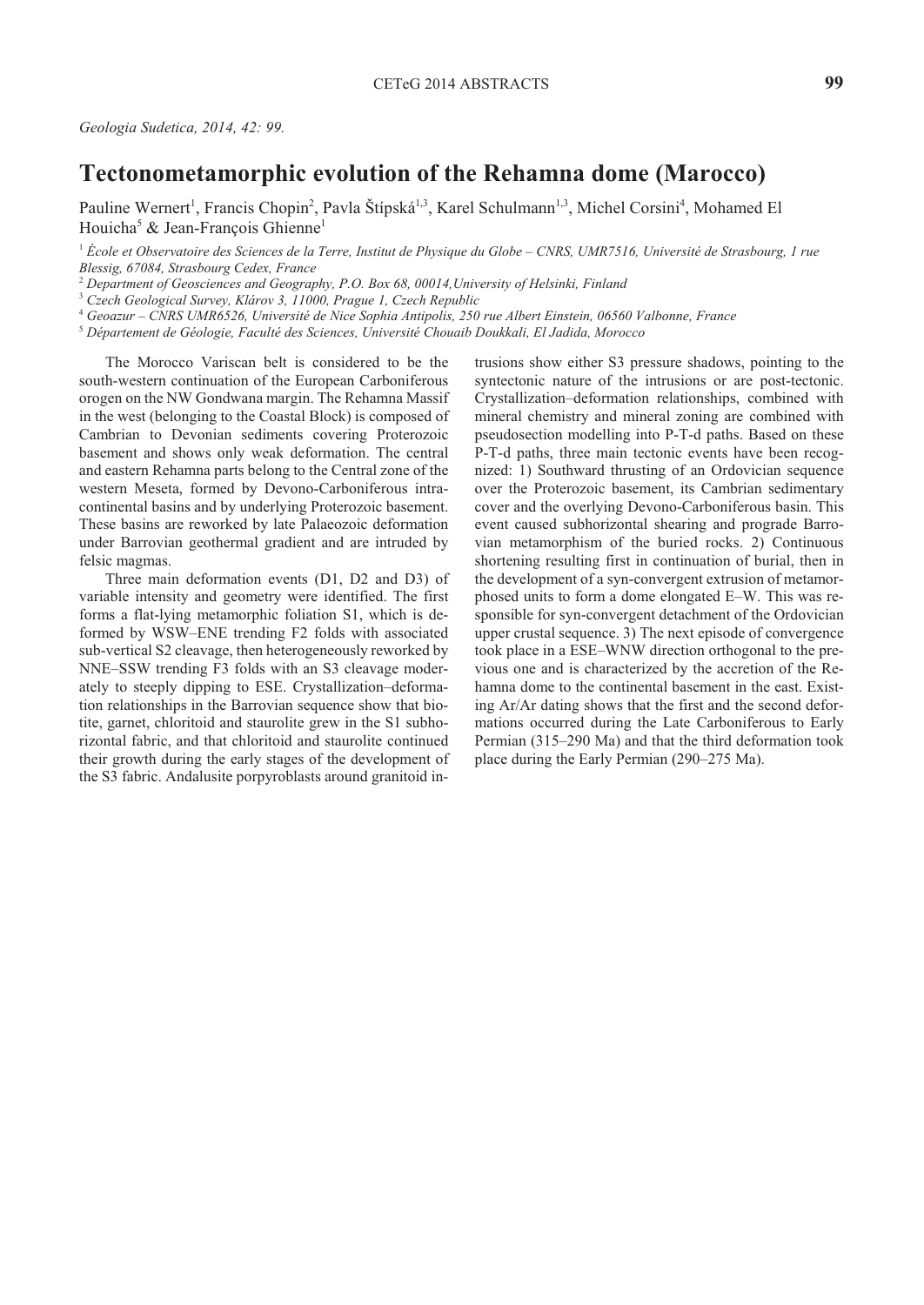*Geologia Sudetica, 2014, 42: 99.*

# Tectonometamorphic evolution of the Rehamna dome (Marocco)

Pauline Wernert[1], Francis Chopin[2], Pavla Štípská[1,3], Karel Schulmann[1,3], Michel Corsini[4], Mohamed El Houicha[5] & Jean-François Ghienne[1]

[1] *École et Observatoire des Sciences de la Terre, Institut de Physique du Globe – CNRS, UMR7516, Université de Strasbourg, 1 rue Blessig, 67084, Strasbourg Cedex, France*
[2] *Department of Geosciences and Geography, P.O. Box 68, 00014,University of Helsinki, Finland*
[3] *Czech Geological Survey, Klárov 3, 11000, Prague 1, Czech Republic*
[4] *Geoazur – CNRS UMR6526, Université de Nice Sophia Antipolis, 250 rue Albert Einstein, 06560 Valbonne, France*
[5] *Département de Géologie, Faculté des Sciences, Université Chouaib Doukkali, El Jadida, Morocco*

The Morocco Variscan belt is considered to be the south-western continuation of the European Carboniferous orogen on the NW Gondwana margin. The Rehamna Massif in the west (belonging to the Coastal Block) is composed of Cambrian to Devonian sediments covering Proterozoic basement and shows only weak deformation. The central and eastern Rehamna parts belong to the Central zone of the western Meseta, formed by Devono-Carboniferous intracontinental basins and by underlying Proterozoic basement. These basins are reworked by late Palaeozoic deformation under Barrovian geothermal gradient and are intruded by felsic magmas.

Three main deformation events (D1, D2 and D3) of variable intensity and geometry were identified. The first forms a flat-lying metamorphic foliation S1, which is deformed by WSW–ENE trending F2 folds with associated sub-vertical S2 cleavage, then heterogeneously reworked by NNE–SSW trending F3 folds with an S3 cleavage moderately to steeply dipping to ESE. Crystallization–deformation relationships in the Barrovian sequence show that biotite, garnet, chloritoid and staurolite grew in the S1 subhorizontal fabric, and that chloritoid and staurolite continued their growth during the early stages of the development of the S3 fabric. Andalusite porpyroblasts around granitoid intrusions show either S3 pressure shadows, pointing to the syntectonic nature of the intrusions or are post-tectonic. Crystallization–deformation relationships, combined with mineral chemistry and mineral zoning are combined with pseudosection modelling into P-T-d paths. Based on these P-T-d paths, three main tectonic events have been recognized: 1) Southward thrusting of an Ordovician sequence over the Proterozoic basement, its Cambrian sedimentary cover and the overlying Devono-Carboniferous basin. This event caused subhorizontal shearing and prograde Barrovian metamorphism of the buried rocks. 2) Continuous shortening resulting first in continuation of burial, then in the development of a syn-convergent extrusion of metamorphosed units to form a dome elongated E–W. This was responsible for syn-convergent detachment of the Ordovician upper crustal sequence. 3) The next episode of convergence took place in a ESE–WNW direction orthogonal to the previous one and is characterized by the accretion of the Rehamna dome to the continental basement in the east. Existing Ar/Ar dating shows that the first and the second deformations occurred during the Late Carboniferous to Early Permian (315–290 Ma) and that the third deformation took place during the Early Permian (290–275 Ma).